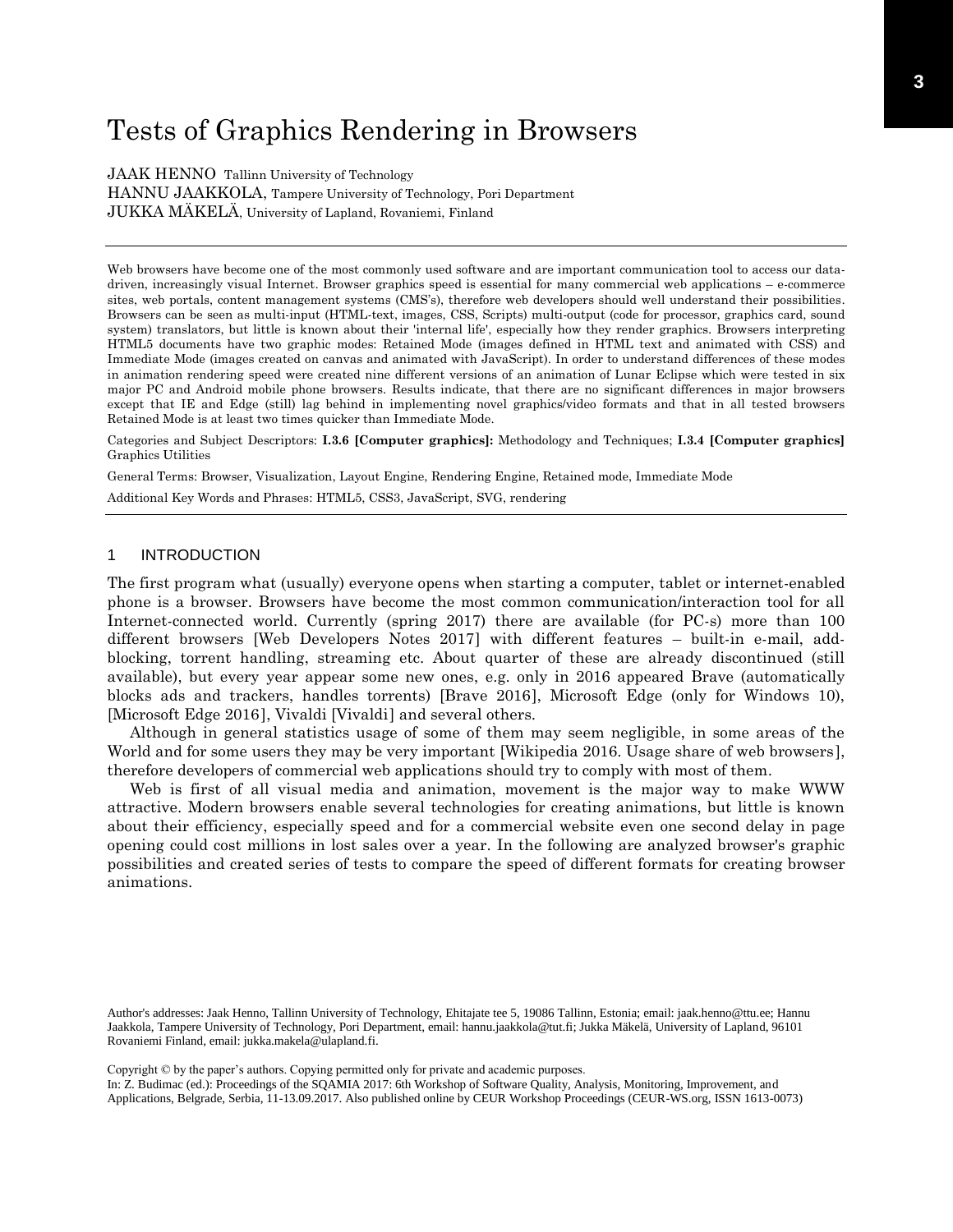# Tests of Graphics Rendering in Browsers

JAAK HENNO Tallinn University of Technology
HANNU JAAKKOLA, Tampere University of Technology, Pori Department
JUKKA MÄKELÄ, University of Lapland, Rovaniemi, Finland

---

Web browsers have become one of the most commonly used software and are important communication tool to access our data-driven, increasingly visual Internet. Browser graphics speed is essential for many commercial web applications – e-commerce sites, web portals, content management systems (CMS's), therefore web developers should well understand their possibilities. Browsers can be seen as multi-input (HTML-text, images, CSS, Scripts) multi-output (code for processor, graphics card, sound system) translators, but little is known about their 'internal life', especially how they render graphics. Browsers interpreting HTML5 documents have two graphic modes: Retained Mode (images defined in HTML text and animated with CSS) and Immediate Mode (images created on canvas and animated with JavaScript). In order to understand differences of these modes in animation rendering speed were created nine different versions of an animation of Lunar Eclipse which were tested in six major PC and Android mobile phone browsers. Results indicate, that there are no significant differences in major browsers except that IE and Edge (still) lag behind in implementing novel graphics/video formats and that in all tested browsers Retained Mode is at least two times quicker than Immediate Mode.

Categories and Subject Descriptors: **I.3.6 [Computer graphics]:** Methodology and Techniques; **I.3.4 [Computer graphics]** Graphics Utilities

General Terms: Browser, Visualization, Layout Engine, Rendering Engine, Retained mode, Immediate Mode

Additional Key Words and Phrases: HTML5, CSS3, JavaScript, SVG, rendering

---

## 1 INTRODUCTION

The first program what (usually) everyone opens when starting a computer, tablet or internet-enabled phone is a browser. Browsers have become the most common communication/interaction tool for all Internet-connected world. Currently (spring 2017) there are available (for PC-s) more than 100 different browsers [Web Developers Notes 2017] with different features – built-in e-mail, add-blocking, torrent handling, streaming etc. About quarter of these are already discontinued (still available), but every year appear some new ones, e.g. only in 2016 appeared Brave (automatically blocks ads and trackers, handles torrents) [Brave 2016], Microsoft Edge (only for Windows 10), [Microsoft Edge 2016], Vivaldi [Vivaldi] and several others.

Although in general statistics usage of some of them may seem negligible, in some areas of the World and for some users they may be very important [Wikipedia 2016. Usage share of web browsers], therefore developers of commercial web applications should try to comply with most of them.

Web is first of all visual media and animation, movement is the major way to make WWW attractive. Modern browsers enable several technologies for creating animations, but little is known about their efficiency, especially speed and for a commercial website even one second delay in page opening could cost millions in lost sales over a year. In the following are analyzed browser's graphic possibilities and created series of tests to compare the speed of different formats for creating browser animations.

---

Author's addresses: Jaak Henno, Tallinn University of Technology, Ehitajate tee 5, 19086 Tallinn, Estonia; email: jaak.henno@ttu.ee; Hannu Jaakkola, Tampere University of Technology, Pori Department, email: hannu.jaakkola@tut.fi; Jukka Mäkelä, University of Lapland, 96101 Rovaniemi Finland, email: jukka.makela@ulapland.fi.

Copyright © by the paper's authors. Copying permitted only for private and academic purposes.
In: Z. Budimac (ed.): Proceedings of the SQAMIA 2017: 6th Workshop of Software Quality, Analysis, Monitoring, Improvement, and Applications, Belgrade, Serbia, 11-13.09.2017. Also published online by CEUR Workshop Proceedings (CEUR-WS.org, ISSN 1613-0073)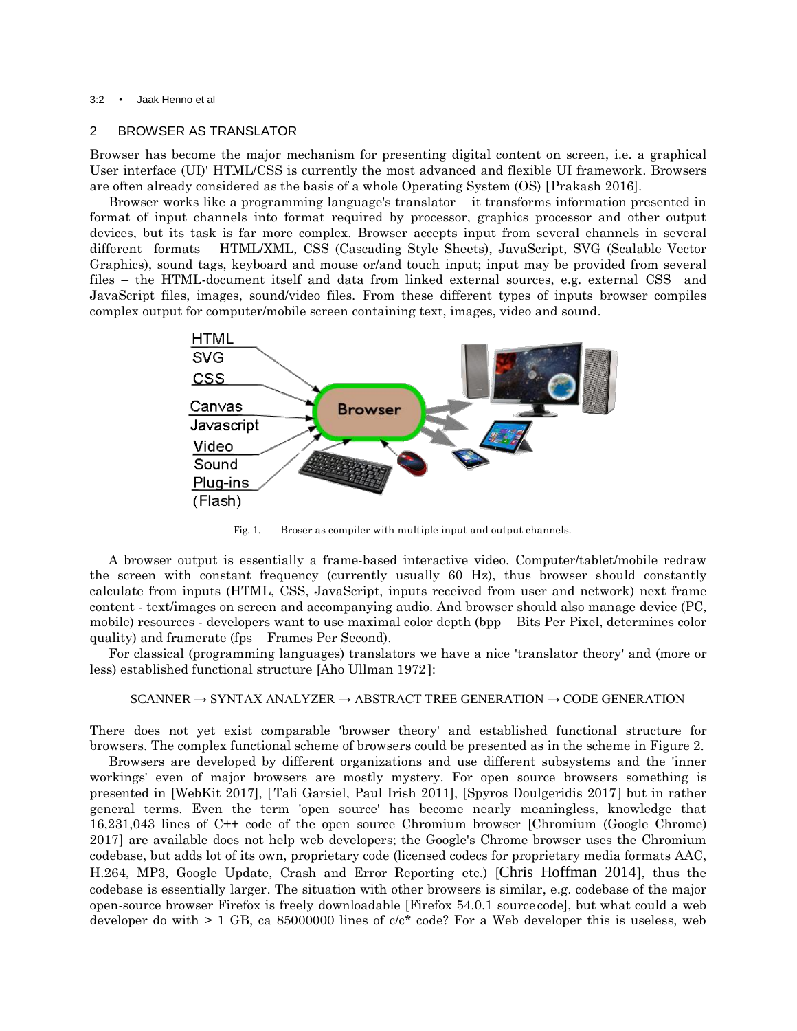## 2 BROWSER AS TRANSLATOR

Browser has become the major mechanism for presenting digital content on screen, i.e. a graphical User interface (UI)' HTML/CSS is currently the most advanced and flexible UI framework. Browsers are often already considered as the basis of a whole Operating System (OS) [Prakash 2016].

Browser works like a programming language's translator – it transforms information presented in format of input channels into format required by processor, graphics processor and other output devices, but its task is far more complex. Browser accepts input from several channels in several different formats – HTML/XML, CSS (Cascading Style Sheets), JavaScript, SVG (Scalable Vector Graphics), sound tags, keyboard and mouse or/and touch input; input may be provided from several files – the HTML-document itself and data from linked external sources, e.g. external CSS and JavaScript files, images, sound/video files. From these different types of inputs browser compiles complex output for computer/mobile screen containing text, images, video and sound.

Fig. 1. Broser as compiler with multiple input and output channels.

A browser output is essentially a frame-based interactive video. Computer/tablet/mobile redraw the screen with constant frequency (currently usually 60 Hz), thus browser should constantly calculate from inputs (HTML, CSS, JavaScript, inputs received from user and network) next frame content - text/images on screen and accompanying audio. And browser should also manage device (PC, mobile) resources - developers want to use maximal color depth (bpp – Bits Per Pixel, determines color quality) and framerate (fps – Frames Per Second).

For classical (programming languages) translators we have a nice 'translator theory' and (more or less) established functional structure [Aho Ullman 1972]:

SCANNER → SYNTAX ANALYZER → ABSTRACT TREE GENERATION → CODE GENERATION

There does not yet exist comparable 'browser theory' and established functional structure for browsers. The complex functional scheme of browsers could be presented as in the scheme in Figure 2.

Browsers are developed by different organizations and use different subsystems and the 'inner workings' even of major browsers are mostly mystery. For open source browsers something is presented in [WebKit 2017], [Tali Garsiel, Paul Irish 2011], [Spyros Doulgeridis 2017] but in rather general terms. Even the term 'open source' has become nearly meaningless, knowledge that 16,231,043 lines of C++ code of the open source Chromium browser [Chromium (Google Chrome) 2017] are available does not help web developers; the Google's Chrome browser uses the Chromium codebase, but adds lot of its own, proprietary code (licensed codecs for proprietary media formats AAC, H.264, MP3, Google Update, Crash and Error Reporting etc.) [Chris Hoffman 2014], thus the codebase is essentially larger. The situation with other browsers is similar, e.g. codebase of the major open-source browser Firefox is freely downloadable [Firefox 54.0.1 source code], but what could a web developer do with > 1 GB, ca 85000000 lines of c/c* code? For a Web developer this is useless, web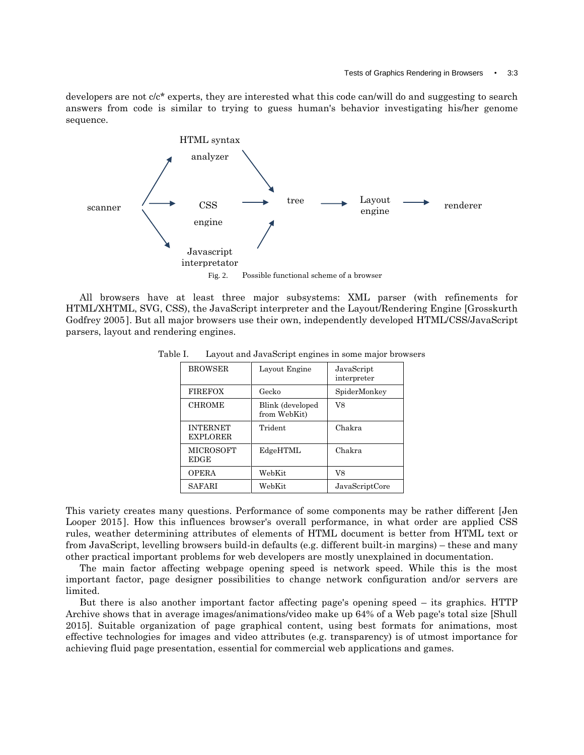developers are not c/c* experts, they are interested what this code can/will do and suggesting to search answers from code is similar to trying to guess human's behavior investigating his/her genome sequence.

scanner → HTML syntax analyzer → tree
scanner → CSS engine → tree
scanner → Javascript interpretator → tree
tree → Layout engine → renderer

Fig. 2. Possible functional scheme of a browser

All browsers have at least three major subsystems: XML parser (with refinements for HTML/XHTML, SVG, CSS), the JavaScript interpreter and the Layout/Rendering Engine [Grosskurth Godfrey 2005]. But all major browsers use their own, independently developed HTML/CSS/JavaScript parsers, layout and rendering engines.

Table I. Layout and JavaScript engines in some major browsers

| BROWSER | Layout Engine | JavaScript interpreter |
| --- | --- | --- |
| FIREFOX | Gecko | SpiderMonkey |
| CHROME | Blink (developed from WebKit) | V8 |
| INTERNET EXPLORER | Trident | Chakra |
| MICROSOFT EDGE | EdgeHTML | Chakra |
| OPERA | WebKit | V8 |
| SAFARI | WebKit | JavaScriptCore |

This variety creates many questions. Performance of some components may be rather different [Jen Looper 2015]. How this influences browser's overall performance, in what order are applied CSS rules, weather determining attributes of elements of HTML document is better from HTML text or from JavaScript, levelling browsers build-in defaults (e.g. different built-in margins) – these and many other practical important problems for web developers are mostly unexplained in documentation.

The main factor affecting webpage opening speed is network speed. While this is the most important factor, page designer possibilities to change network configuration and/or servers are limited.

But there is also another important factor affecting page's opening speed – its graphics. HTTP Archive shows that in average images/animations/video make up 64% of a Web page's total size [Shull 2015]. Suitable organization of page graphical content, using best formats for animations, most effective technologies for images and video attributes (e.g. transparency) is of utmost importance for achieving fluid page presentation, essential for commercial web applications and games.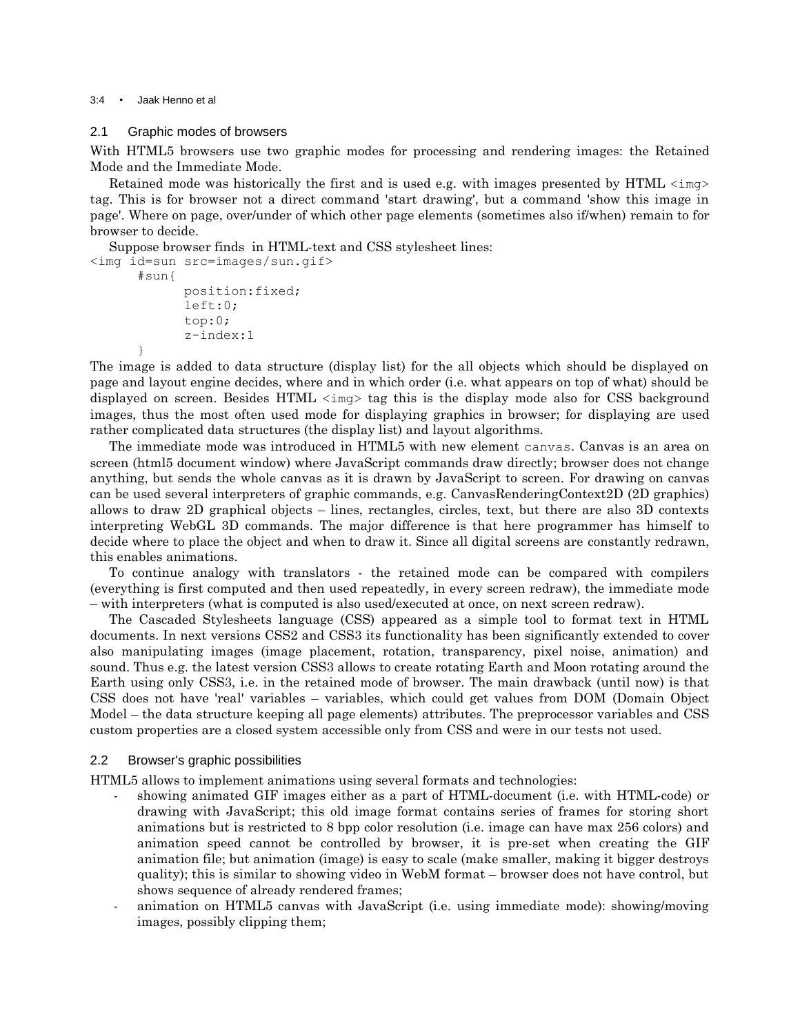## 2.1 Graphic modes of browsers

With HTML5 browsers use two graphic modes for processing and rendering images: the Retained Mode and the Immediate Mode.

Retained mode was historically the first and is used e.g. with images presented by HTML `<img>` tag. This is for browser not a direct command 'start drawing', but a command 'show this image in page'. Where on page, over/under of which other page elements (sometimes also if/when) remain to for browser to decide.

Suppose browser finds in HTML-text and CSS stylesheet lines:

```
<img id=sun src=images/sun.gif>
      #sun{
            position:fixed;
            left:0;
            top:0;
            z-index:1
      }
```

The image is added to data structure (display list) for the all objects which should be displayed on page and layout engine decides, where and in which order (i.e. what appears on top of what) should be displayed on screen. Besides HTML `<img>` tag this is the display mode also for CSS background images, thus the most often used mode for displaying graphics in browser; for displaying are used rather complicated data structures (the display list) and layout algorithms.

The immediate mode was introduced in HTML5 with new element `canvas`. Canvas is an area on screen (html5 document window) where JavaScript commands draw directly; browser does not change anything, but sends the whole canvas as it is drawn by JavaScript to screen. For drawing on canvas can be used several interpreters of graphic commands, e.g. CanvasRenderingContext2D (2D graphics) allows to draw 2D graphical objects – lines, rectangles, circles, text, but there are also 3D contexts interpreting WebGL 3D commands. The major difference is that here programmer has himself to decide where to place the object and when to draw it. Since all digital screens are constantly redrawn, this enables animations.

To continue analogy with translators - the retained mode can be compared with compilers (everything is first computed and then used repeatedly, in every screen redraw), the immediate mode – with interpreters (what is computed is also used/executed at once, on next screen redraw).

The Cascaded Stylesheets language (CSS) appeared as a simple tool to format text in HTML documents. In next versions CSS2 and CSS3 its functionality has been significantly extended to cover also manipulating images (image placement, rotation, transparency, pixel noise, animation) and sound. Thus e.g. the latest version CSS3 allows to create rotating Earth and Moon rotating around the Earth using only CSS3, i.e. in the retained mode of browser. The main drawback (until now) is that CSS does not have 'real' variables – variables, which could get values from DOM (Domain Object Model – the data structure keeping all page elements) attributes. The preprocessor variables and CSS custom properties are a closed system accessible only from CSS and were in our tests not used.

## 2.2 Browser's graphic possibilities

HTML5 allows to implement animations using several formats and technologies:

- showing animated GIF images either as a part of HTML-document (i.e. with HTML-code) or drawing with JavaScript; this old image format contains series of frames for storing short animations but is restricted to 8 bpp color resolution (i.e. image can have max 256 colors) and animation speed cannot be controlled by browser, it is pre-set when creating the GIF animation file; but animation (image) is easy to scale (make smaller, making it bigger destroys quality); this is similar to showing video in WebM format – browser does not have control, but shows sequence of already rendered frames;
- animation on HTML5 canvas with JavaScript (i.e. using immediate mode): showing/moving images, possibly clipping them;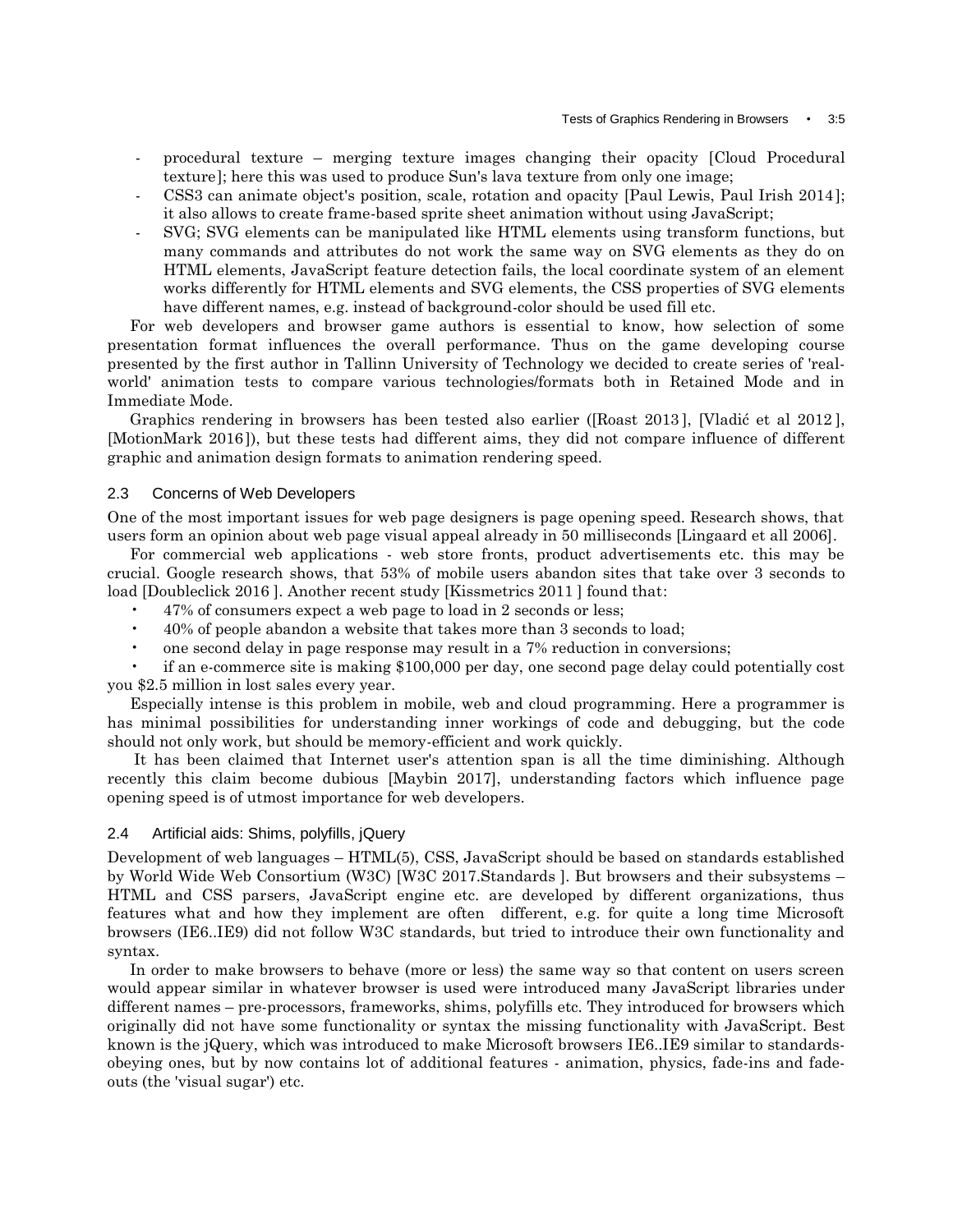- procedural texture – merging texture images changing their opacity [Cloud Procedural texture]; here this was used to produce Sun's lava texture from only one image;
- CSS3 can animate object's position, scale, rotation and opacity [Paul Lewis, Paul Irish 2014]; it also allows to create frame-based sprite sheet animation without using JavaScript;
- SVG; SVG elements can be manipulated like HTML elements using transform functions, but many commands and attributes do not work the same way on SVG elements as they do on HTML elements, JavaScript feature detection fails, the local coordinate system of an element works differently for HTML elements and SVG elements, the CSS properties of SVG elements have different names, e.g. instead of background-color should be used fill etc.

For web developers and browser game authors is essential to know, how selection of some presentation format influences the overall performance. Thus on the game developing course presented by the first author in Tallinn University of Technology we decided to create series of 'real-world' animation tests to compare various technologies/formats both in Retained Mode and in Immediate Mode.

Graphics rendering in browsers has been tested also earlier ([Roast 2013], [Vladić et al 2012], [MotionMark 2016]), but these tests had different aims, they did not compare influence of different graphic and animation design formats to animation rendering speed.

### 2.3 Concerns of Web Developers

One of the most important issues for web page designers is page opening speed. Research shows, that users form an opinion about web page visual appeal already in 50 milliseconds [Lingaard et all 2006].

For commercial web applications - web store fronts, product advertisements etc. this may be crucial. Google research shows, that 53% of mobile users abandon sites that take over 3 seconds to load [Doubleclick 2016]. Another recent study [Kissmetrics 2011] found that:

- 47% of consumers expect a web page to load in 2 seconds or less;
- 40% of people abandon a website that takes more than 3 seconds to load;
- one second delay in page response may result in a 7% reduction in conversions;
- if an e-commerce site is making $100,000 per day, one second page delay could potentially cost you $2.5 million in lost sales every year.

Especially intense is this problem in mobile, web and cloud programming. Here a programmer is has minimal possibilities for understanding inner workings of code and debugging, but the code should not only work, but should be memory-efficient and work quickly.

It has been claimed that Internet user's attention span is all the time diminishing. Although recently this claim become dubious [Maybin 2017], understanding factors which influence page opening speed is of utmost importance for web developers.

### 2.4 Artificial aids: Shims, polyfills, jQuery

Development of web languages – HTML(5), CSS, JavaScript should be based on standards established by World Wide Web Consortium (W3C) [W3C 2017.Standards]. But browsers and their subsystems – HTML and CSS parsers, JavaScript engine etc. are developed by different organizations, thus features what and how they implement are often different, e.g. for quite a long time Microsoft browsers (IE6..IE9) did not follow W3C standards, but tried to introduce their own functionality and syntax.

In order to make browsers to behave (more or less) the same way so that content on users screen would appear similar in whatever browser is used were introduced many JavaScript libraries under different names – pre-processors, frameworks, shims, polyfills etc. They introduced for browsers which originally did not have some functionality or syntax the missing functionality with JavaScript. Best known is the jQuery, which was introduced to make Microsoft browsers IE6..IE9 similar to standards-obeying ones, but by now contains lot of additional features - animation, physics, fade-ins and fade-outs (the 'visual sugar') etc.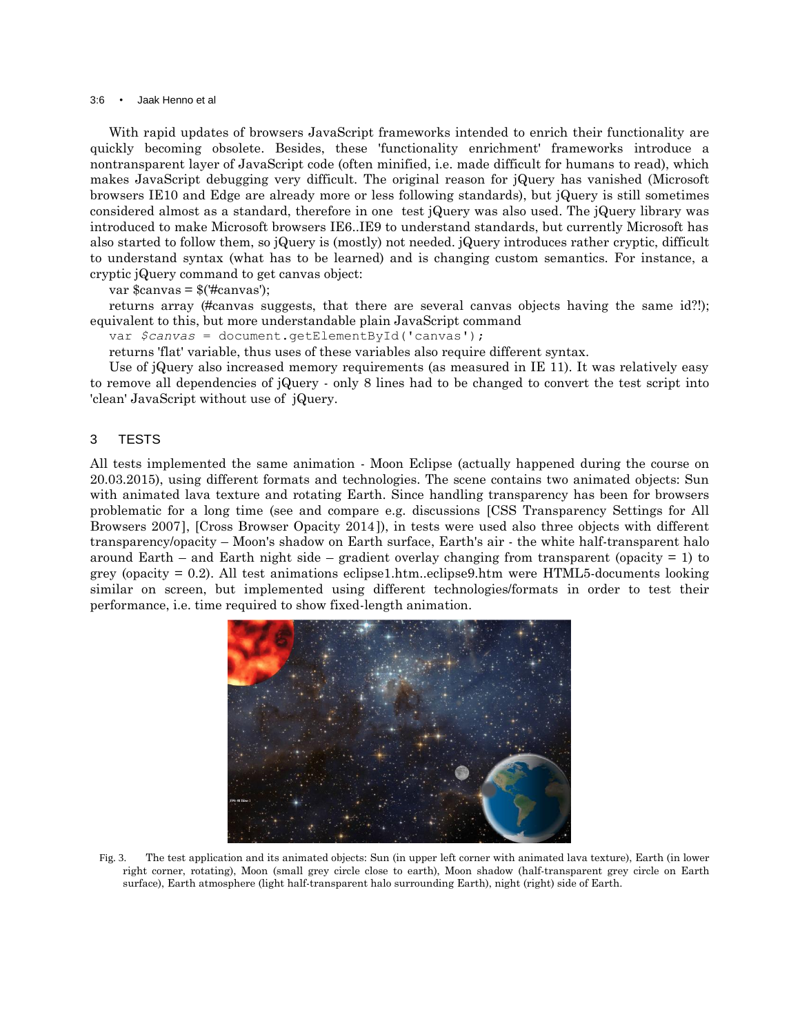With rapid updates of browsers JavaScript frameworks intended to enrich their functionality are quickly becoming obsolete. Besides, these 'functionality enrichment' frameworks introduce a nontransparent layer of JavaScript code (often minified, i.e. made difficult for humans to read), which makes JavaScript debugging very difficult. The original reason for jQuery has vanished (Microsoft browsers IE10 and Edge are already more or less following standards), but jQuery is still sometimes considered almost as a standard, therefore in one test jQuery was also used. The jQuery library was introduced to make Microsoft browsers IE6..IE9 to understand standards, but currently Microsoft has also started to follow them, so jQuery is (mostly) not needed. jQuery introduces rather cryptic, difficult to understand syntax (what has to be learned) and is changing custom semantics. For instance, a cryptic jQuery command to get canvas object:

```
var $canvas = $('#canvas');
```

returns array (#canvas suggests, that there are several canvas objects having the same id?!); equivalent to this, but more understandable plain JavaScript command

```
var $canvas = document.getElementById('canvas');
```

returns 'flat' variable, thus uses of these variables also require different syntax.

Use of jQuery also increased memory requirements (as measured in IE 11). It was relatively easy to remove all dependencies of jQuery - only 8 lines had to be changed to convert the test script into 'clean' JavaScript without use of jQuery.

## 3 TESTS

All tests implemented the same animation - Moon Eclipse (actually happened during the course on 20.03.2015), using different formats and technologies. The scene contains two animated objects: Sun with animated lava texture and rotating Earth. Since handling transparency has been for browsers problematic for a long time (see and compare e.g. discussions [CSS Transparency Settings for All Browsers 2007], [Cross Browser Opacity 2014]), in tests were used also three objects with different transparency/opacity – Moon's shadow on Earth surface, Earth's air - the white half-transparent halo around Earth – and Earth night side – gradient overlay changing from transparent (opacity = 1) to grey (opacity = 0.2). All test animations eclipse1.htm..eclipse9.htm were HTML5-documents looking similar on screen, but implemented using different technologies/formats in order to test their performance, i.e. time required to show fixed-length animation.

Fig. 3. The test application and its animated objects: Sun (in upper left corner with animated lava texture), Earth (in lower right corner, rotating), Moon (small grey circle close to earth), Moon shadow (half-transparent grey circle on Earth surface), Earth atmosphere (light half-transparent halo surrounding Earth), night (right) side of Earth.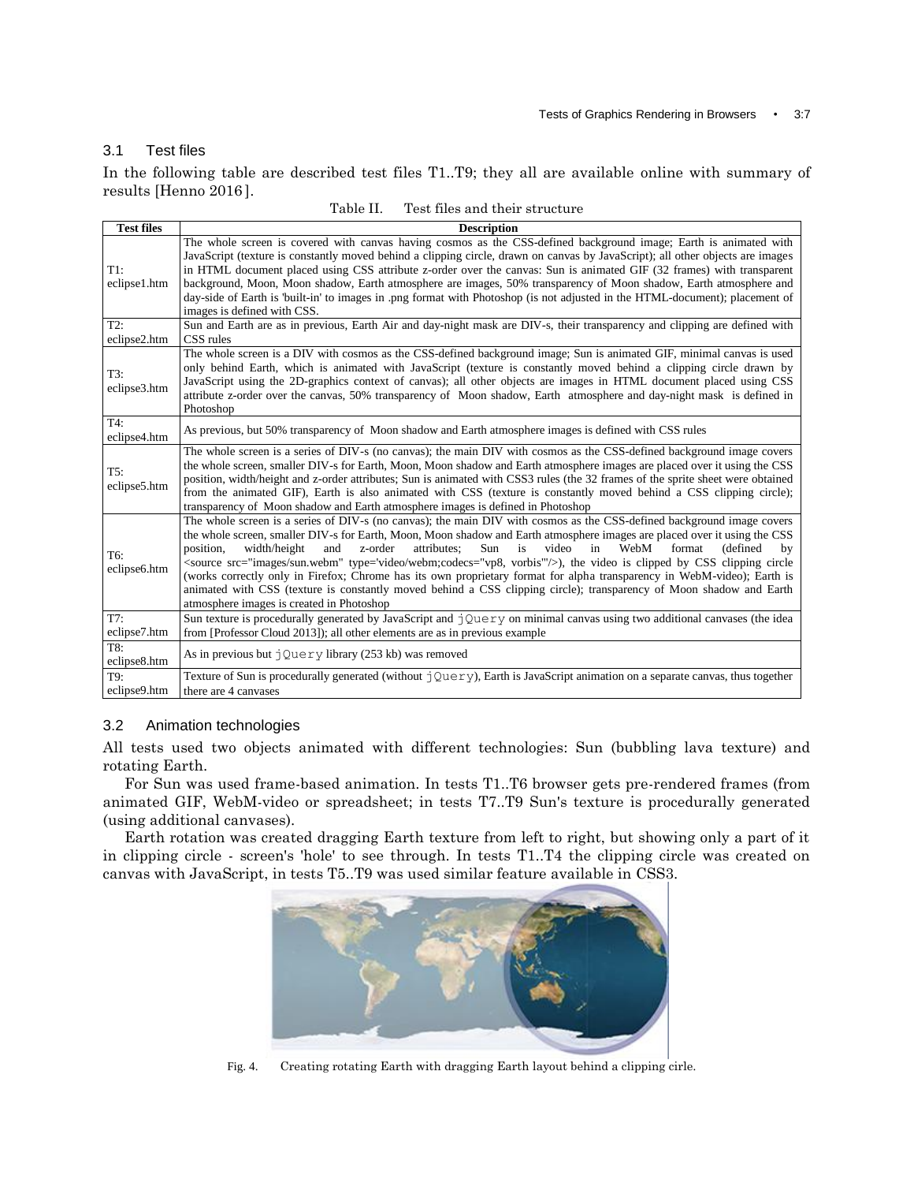### 3.1 Test files

In the following table are described test files T1..T9; they all are available online with summary of results [Henno 2016].

Table II. Test files and their structure

| Test files | Description |
|---|---|
| T1: eclipse1.htm | The whole screen is covered with canvas having cosmos as the CSS-defined background image; Earth is animated with JavaScript (texture is constantly moved behind a clipping circle, drawn on canvas by JavaScript); all other objects are images in HTML document placed using CSS attribute z-order over the canvas: Sun is animated GIF (32 frames) with transparent background, Moon, Moon shadow, Earth atmosphere are images, 50% transparency of Moon shadow, Earth atmosphere and day-side of Earth is 'built-in' to images in .png format with Photoshop (is not adjusted in the HTML-document); placement of images is defined with CSS. |
| T2: eclipse2.htm | Sun and Earth are as in previous, Earth Air and day-night mask are DIV-s, their transparency and clipping are defined with CSS rules |
| T3: eclipse3.htm | The whole screen is a DIV with cosmos as the CSS-defined background image; Sun is animated GIF, minimal canvas is used only behind Earth, which is animated with JavaScript (texture is constantly moved behind a clipping circle drawn by JavaScript using the 2D-graphics context of canvas); all other objects are images in HTML document placed using CSS attribute z-order over the canvas, 50% transparency of Moon shadow, Earth atmosphere and day-night mask is defined in Photoshop |
| T4: eclipse4.htm | As previous, but 50% transparency of Moon shadow and Earth atmosphere images is defined with CSS rules |
| T5: eclipse5.htm | The whole screen is a series of DIV-s (no canvas); the main DIV with cosmos as the CSS-defined background image covers the whole screen, smaller DIV-s for Earth, Moon, Moon shadow and Earth atmosphere images are placed over it using the CSS position, width/height and z-order attributes; Sun is animated with CSS3 rules (the 32 frames of the sprite sheet were obtained from the animated GIF), Earth is also animated with CSS (texture is constantly moved behind a CSS clipping circle); transparency of Moon shadow and Earth atmosphere images is defined in Photoshop |
| T6: eclipse6.htm | The whole screen is a series of DIV-s (no canvas); the main DIV with cosmos as the CSS-defined background image covers the whole screen, smaller DIV-s for Earth, Moon, Moon shadow and Earth atmosphere images are placed over it using the CSS position, width/height and z-order attributes; Sun is video in WebM format (defined by <source src="images/sun.webm" type='video/webm;codecs="vp8, vorbis"'/>), the video is clipped by CSS clipping circle (works correctly only in Firefox; Chrome has its own proprietary format for alpha transparency in WebM-video); Earth is animated with CSS (texture is constantly moved behind a CSS clipping circle); transparency of Moon shadow and Earth atmosphere images is created in Photoshop |
| T7: eclipse7.htm | Sun texture is procedurally generated by JavaScript and `jQuery` on minimal canvas using two additional canvases (the idea from [Professor Cloud 2013]); all other elements are as in previous example |
| T8: eclipse8.htm | As in previous but `jQuery` library (253 kb) was removed |
| T9: eclipse9.htm | Texture of Sun is procedurally generated (without `jQuery`), Earth is JavaScript animation on a separate canvas, thus together there are 4 canvases |

### 3.2 Animation technologies

All tests used two objects animated with different technologies: Sun (bubbling lava texture) and rotating Earth.

For Sun was used frame-based animation. In tests T1..T6 browser gets pre-rendered frames (from animated GIF, WebM-video or spreadsheet; in tests T7..T9 Sun's texture is procedurally generated (using additional canvases).

Earth rotation was created dragging Earth texture from left to right, but showing only a part of it in clipping circle - screen's 'hole' to see through. In tests T1..T4 the clipping circle was created on canvas with JavaScript, in tests T5..T9 was used similar feature available in CSS3.

Fig. 4. Creating rotating Earth with dragging Earth layout behind a clipping cirle.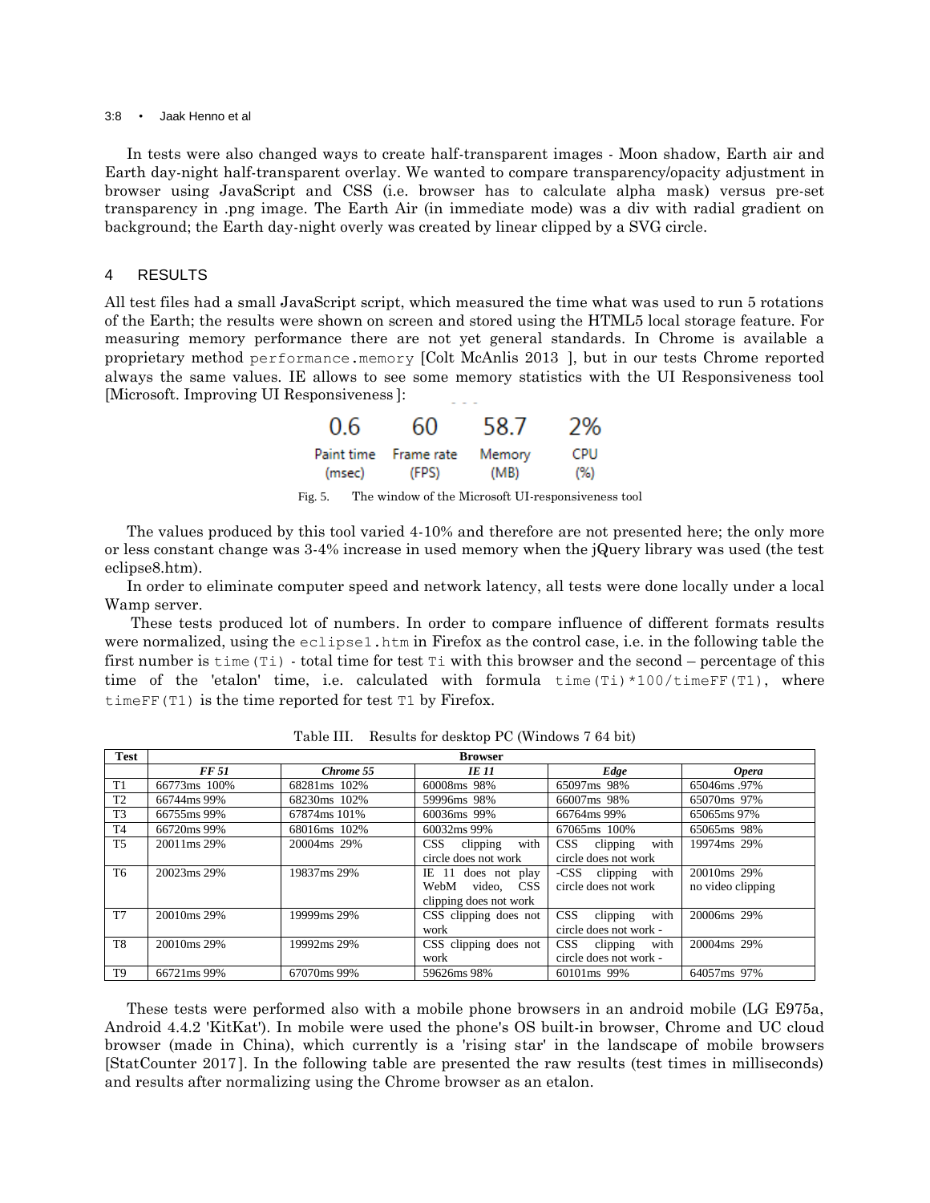In tests were also changed ways to create half-transparent images - Moon shadow, Earth air and Earth day-night half-transparent overlay. We wanted to compare transparency/opacity adjustment in browser using JavaScript and CSS (i.e. browser has to calculate alpha mask) versus pre-set transparency in .png image. The Earth Air (in immediate mode) was a div with radial gradient on background; the Earth day-night overly was created by linear clipped by a SVG circle.

## 4 RESULTS

All test files had a small JavaScript script, which measured the time what was used to run 5 rotations of the Earth; the results were shown on screen and stored using the HTML5 local storage feature. For measuring memory performance there are not yet general standards. In Chrome is available a proprietary method `performance.memory` [Colt McAnlis 2013 ], but in our tests Chrome reported always the same values. IE allows to see some memory statistics with the UI Responsiveness tool [Microsoft. Improving UI Responsiveness ]:

| 0.6 | 60 | 58.7 | 2% |
|---|---|---|---|
| Paint time (msec) | Frame rate (FPS) | Memory (MB) | CPU (%) |

Fig. 5. The window of the Microsoft UI-responsiveness tool

The values produced by this tool varied 4-10% and therefore are not presented here; the only more or less constant change was 3-4% increase in used memory when the jQuery library was used (the test eclipse8.htm).

In order to eliminate computer speed and network latency, all tests were done locally under a local Wamp server.

These tests produced lot of numbers. In order to compare influence of different formats results were normalized, using the `eclipse1.htm` in Firefox as the control case, i.e. in the following table the first number is `time(Ti)` - total time for test `Ti` with this browser and the second – percentage of this time of the 'etalon' time, i.e. calculated with formula `time(Ti)*100/timeFF(T1)`, where `timeFF(T1)` is the time reported for test `T1` by Firefox.

Table III. Results for desktop PC (Windows 7 64 bit)

| Test | Browser | | | | |
|---|---|---|---|---|---|
| | ***FF 51*** | ***Chrome 55*** | ***IE 11*** | ***Edge*** | ***Opera*** |
| T1 | 66773ms 100% | 68281ms 102% | 60008ms 98% | 65097ms 98% | 65046ms .97% |
| T2 | 66744ms 99% | 68230ms 102% | 59996ms 98% | 66007ms 98% | 65070ms 97% |
| T3 | 66755ms 99% | 67874ms 101% | 60036ms 99% | 66764ms 99% | 65065ms 97% |
| T4 | 66720ms 99% | 68016ms 102% | 60032ms 99% | 67065ms 100% | 65065ms 98% |
| T5 | 20011ms 29% | 20004ms 29% | CSS clipping with circle does not work | CSS clipping with circle does not work | 19974ms 29% |
| T6 | 20023ms 29% | 19837ms 29% | IE 11 does not play WebM video, CSS clipping does not work | -CSS clipping with circle does not work | 20010ms 29% no video clipping |
| T7 | 20010ms 29% | 19999ms 29% | CSS clipping does not work | CSS clipping with circle does not work - | 20006ms 29% |
| T8 | 20010ms 29% | 19992ms 29% | CSS clipping does not work | CSS clipping with circle does not work - | 20004ms 29% |
| T9 | 66721ms 99% | 67070ms 99% | 59626ms 98% | 60101ms 99% | 64057ms 97% |

These tests were performed also with a mobile phone browsers in an android mobile (LG E975a, Android 4.4.2 'KitKat'). In mobile were used the phone's OS built-in browser, Chrome and UC cloud browser (made in China), which currently is a 'rising star' in the landscape of mobile browsers [StatCounter 2017]. In the following table are presented the raw results (test times in milliseconds) and results after normalizing using the Chrome browser as an etalon.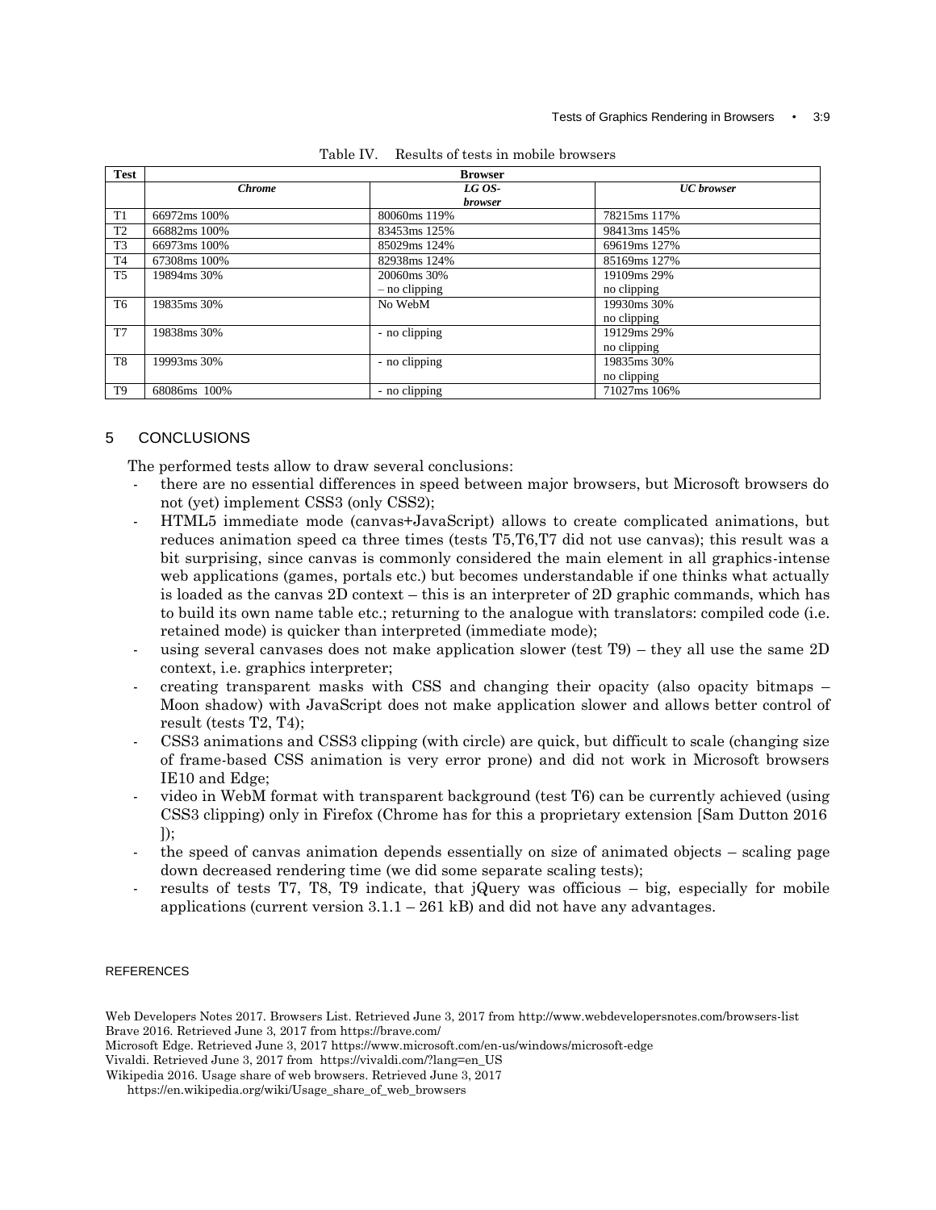Table IV. Results of tests in mobile browsers

| Test | Browser | | |
|---|---|---|---|
| | ***Chrome*** | ***LG OS-browser*** | ***UC browser*** |
| T1 | 66972ms 100% | 80060ms 119% | 78215ms 117% |
| T2 | 66882ms 100% | 83453ms 125% | 98413ms 145% |
| T3 | 66973ms 100% | 85029ms 124% | 69619ms 127% |
| T4 | 67308ms 100% | 82938ms 124% | 85169ms 127% |
| T5 | 19894ms 30% | 20060ms 30% – no clipping | 19109ms 29% no clipping |
| T6 | 19835ms 30% | No WebM | 19930ms 30% no clipping |
| T7 | 19838ms 30% | - no clipping | 19129ms 29% no clipping |
| T8 | 19993ms 30% | - no clipping | 19835ms 30% no clipping |
| T9 | 68086ms 100% | - no clipping | 71027ms 106% |

## 5 CONCLUSIONS

The performed tests allow to draw several conclusions:

- there are no essential differences in speed between major browsers, but Microsoft browsers do not (yet) implement CSS3 (only CSS2);
- HTML5 immediate mode (canvas+JavaScript) allows to create complicated animations, but reduces animation speed ca three times (tests T5,T6,T7 did not use canvas); this result was a bit surprising, since canvas is commonly considered the main element in all graphics-intense web applications (games, portals etc.) but becomes understandable if one thinks what actually is loaded as the canvas 2D context – this is an interpreter of 2D graphic commands, which has to build its own name table etc.; returning to the analogue with translators: compiled code (i.e. retained mode) is quicker than interpreted (immediate mode);
- using several canvases does not make application slower (test T9) – they all use the same 2D context, i.e. graphics interpreter;
- creating transparent masks with CSS and changing their opacity (also opacity bitmaps – Moon shadow) with JavaScript does not make application slower and allows better control of result (tests T2, T4);
- CSS3 animations and CSS3 clipping (with circle) are quick, but difficult to scale (changing size of frame-based CSS animation is very error prone) and did not work in Microsoft browsers IE10 and Edge;
- video in WebM format with transparent background (test T6) can be currently achieved (using CSS3 clipping) only in Firefox (Chrome has for this a proprietary extension [Sam Dutton 2016 ]);
- the speed of canvas animation depends essentially on size of animated objects – scaling page down decreased rendering time (we did some separate scaling tests);
- results of tests T7, T8, T9 indicate, that jQuery was officious – big, especially for mobile applications (current version 3.1.1 – 261 kB) and did not have any advantages.

## REFERENCES

Web Developers Notes 2017. Browsers List. Retrieved June 3, 2017 from http://www.webdevelopersnotes.com/browsers-list
Brave 2016. Retrieved June 3, 2017 from https://brave.com/
Microsoft Edge. Retrieved June 3, 2017 https://www.microsoft.com/en-us/windows/microsoft-edge
Vivaldi. Retrieved June 3, 2017 from https://vivaldi.com/?lang=en_US
Wikipedia 2016. Usage share of web browsers. Retrieved June 3, 2017 https://en.wikipedia.org/wiki/Usage_share_of_web_browsers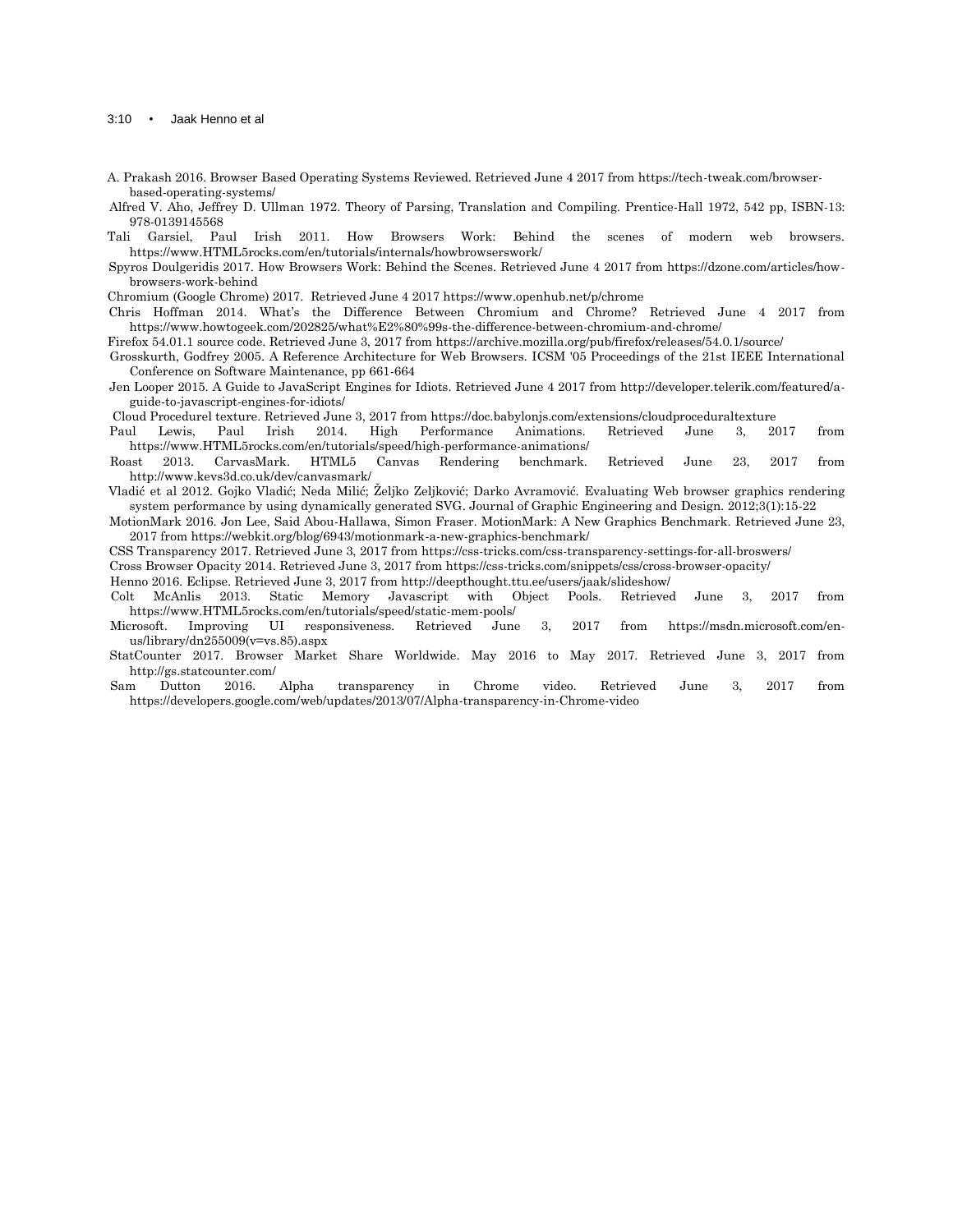A. Prakash 2016. Browser Based Operating Systems Reviewed. Retrieved June 4 2017 from https://tech-tweak.com/browser-based-operating-systems/

Alfred V. Aho, Jeffrey D. Ullman 1972. Theory of Parsing, Translation and Compiling. Prentice-Hall 1972, 542 pp, ISBN-13: 978-0139145568

Tali Garsiel, Paul Irish 2011. How Browsers Work: Behind the scenes of modern web browsers. https://www.HTML5rocks.com/en/tutorials/internals/howbrowserswork/

Spyros Doulgeridis 2017. How Browsers Work: Behind the Scenes. Retrieved June 4 2017 from https://dzone.com/articles/how-browsers-work-behind

Chromium (Google Chrome) 2017. Retrieved June 4 2017 https://www.openhub.net/p/chrome

Chris Hoffman 2014. What's the Difference Between Chromium and Chrome? Retrieved June 4 2017 from https://www.howtogeek.com/202825/what%E2%80%99s-the-difference-between-chromium-and-chrome/

Firefox 54.01.1 source code. Retrieved June 3, 2017 from https://archive.mozilla.org/pub/firefox/releases/54.0.1/source/

Grosskurth, Godfrey 2005. A Reference Architecture for Web Browsers. ICSM '05 Proceedings of the 21st IEEE International Conference on Software Maintenance, pp 661-664

Jen Looper 2015. A Guide to JavaScript Engines for Idiots. Retrieved June 4 2017 from http://developer.telerik.com/featured/a-guide-to-javascript-engines-for-idiots/

Cloud Procedurel texture. Retrieved June 3, 2017 from https://doc.babylonjs.com/extensions/cloudproceduraltexture

Paul Lewis, Paul Irish 2014. High Performance Animations. Retrieved June 3, 2017 from https://www.HTML5rocks.com/en/tutorials/speed/high-performance-animations/

Roast 2013. CarvasMark. HTML5 Canvas Rendering benchmark. Retrieved June 23, 2017 from http://www.kevs3d.co.uk/dev/canvasmark/

Vladić et al 2012. Gojko Vladić; Neda Milić; Željko Zeljković; Darko Avramović. Evaluating Web browser graphics rendering system performance by using dynamically generated SVG. Journal of Graphic Engineering and Design. 2012;3(1):15-22

MotionMark 2016. Jon Lee, Said Abou-Hallawa, Simon Fraser. MotionMark: A New Graphics Benchmark. Retrieved June 23, 2017 from https://webkit.org/blog/6943/motionmark-a-new-graphics-benchmark/

CSS Transparency 2017. Retrieved June 3, 2017 from https://css-tricks.com/css-transparency-settings-for-all-broswers/

Cross Browser Opacity 2014. Retrieved June 3, 2017 from https://css-tricks.com/snippets/css/cross-browser-opacity/

Henno 2016. Eclipse. Retrieved June 3, 2017 from http://deepthought.ttu.ee/users/jaak/slideshow/

Colt McAnlis 2013. Static Memory Javascript with Object Pools. Retrieved June 3, 2017 from https://www.HTML5rocks.com/en/tutorials/speed/static-mem-pools/

Microsoft. Improving UI responsiveness. Retrieved June 3, 2017 from https://msdn.microsoft.com/en-us/library/dn255009(v=vs.85).aspx

StatCounter 2017. Browser Market Share Worldwide. May 2016 to May 2017. Retrieved June 3, 2017 from http://gs.statcounter.com/

Sam Dutton 2016. Alpha transparency in Chrome video. Retrieved June 3, 2017 from https://developers.google.com/web/updates/2013/07/Alpha-transparency-in-Chrome-video